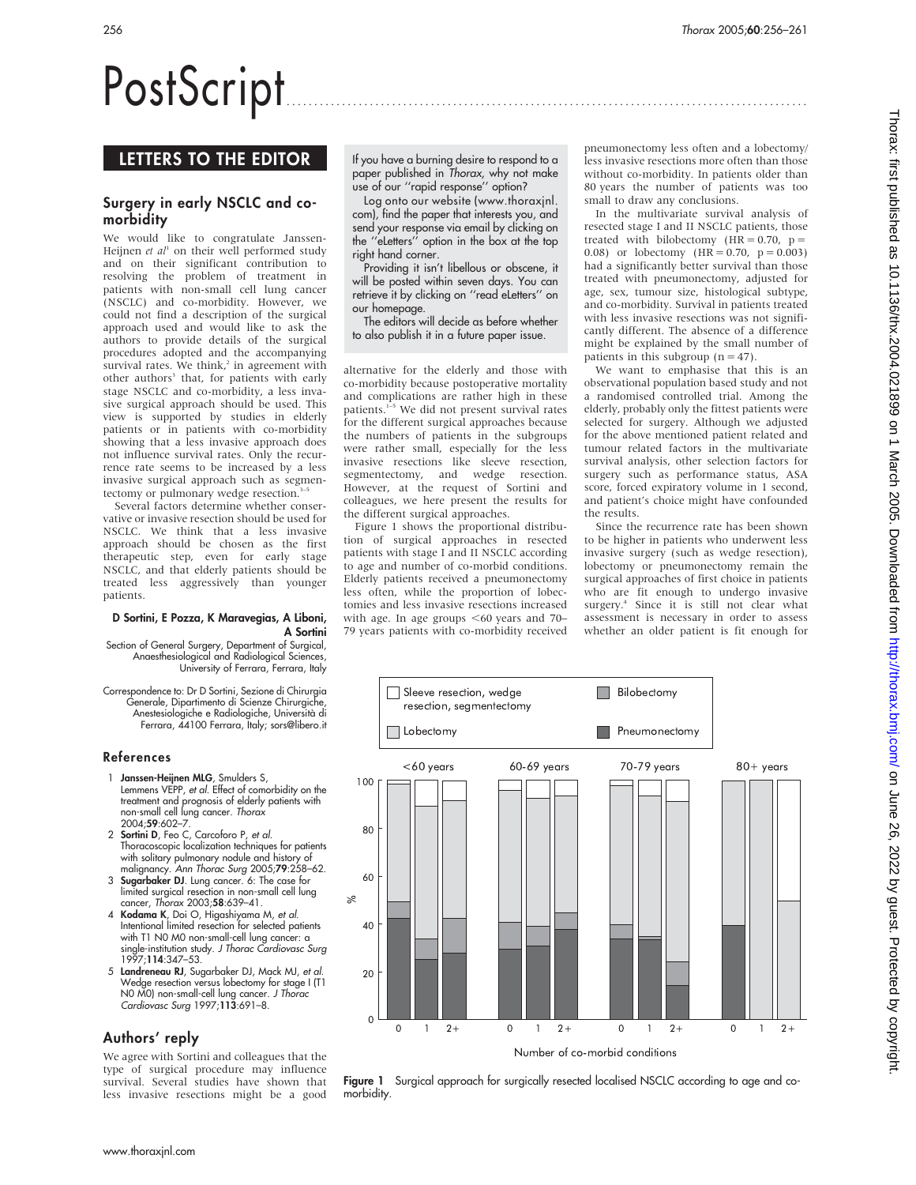# PostScript

## LETTERS TO THE EDITOR

### Surgery in early NSCLC and co-morbidity

We would like to congratulate Janssen-Heijnen *et al*[1] on their well performed study and on their significant contribution to resolving the problem of treatment in patients with non-small cell lung cancer (NSCLC) and co-morbidity. However, we could not find a description of the surgical approach used and would like to ask the authors to provide details of the surgical procedures adopted and the accompanying survival rates. We think,[2] in agreement with other authors[3] that, for patients with early stage NSCLC and co-morbidity, a less invasive surgical approach should be used. This view is supported by studies in elderly patients or in patients with co-morbidity showing that a less invasive approach does not influence survival rates. Only the recurrence rate seems to be increased by a less invasive surgical approach such as segmentectomy or pulmonary wedge resection.[3–5]

Several factors determine whether conservative or invasive resection should be used for NSCLC. We think that a less invasive approach should be chosen as the first therapeutic step, even for early stage NSCLC, and that elderly patients should be treated less aggressively than younger patients.

**D Sortini, E Pozza, K Maravegias, A Liboni, A Sortini**

Section of General Surgery, Department of Surgical, Anaesthesiological and Radiological Sciences, University of Ferrara, Ferrara, Italy

Correspondence to: Dr D Sortini, Sezione di Chirurgia Generale, Dipartimento di Scienze Chirurgiche, Anestesiologiche e Radiologiche, Università di Ferrara, 44100 Ferrara, Italy; sors@libero.it

#### References

1. **Janssen-Heijnen MLG**, Smulders S, Lemmens VEPP, *et al*. Effect of comorbidity on the treatment and prognosis of elderly patients with non-small cell lung cancer. *Thorax* 2004;**59**:602–7.
2. **Sortini D**, Feo C, Carcoforo P, *et al*. Thoracoscopic localization techniques for patients with solitary pulmonary nodule and history of malignancy. *Ann Thorac Surg* 2005;**79**:258–62.
3. **Sugarbaker DJ**. Lung cancer. 6: The case for limited surgical resection in non-small cell lung cancer, *Thorax* 2003;**58**:639–41.
4. **Kodama K**, Doi O, Higashiyama M, *et al*. Intentional limited resection for selected patients with T1 N0 M0 non-small-cell lung cancer: a single-institution study. *J Thorac Cardiovasc Surg* 1997;**114**:347–53.
5. **Landreneau RJ**, Sugarbaker DJ, Mack MJ, *et al*. Wedge resection versus lobectomy for stage I (T1 N0 M0) non-small-cell lung cancer. *J Thorac Cardiovasc Surg* 1997;**113**:691–8.

If you have a burning desire to respond to a paper published in *Thorax*, why not make use of our "rapid response" option?

Log onto our website (www.thoraxjnl.com), find the paper that interests you, and send your response via email by clicking on the "eLetters" option in the box at the top right hand corner.

Providing it isn't libellous or obscene, it will be posted within seven days. You can retrieve it by clicking on "read eLetters" on our homepage.

The editors will decide as before whether to also publish it in a future paper issue.

### Authors' reply

We agree with Sortini and colleagues that the type of surgical procedure may influence survival. Several studies have shown that less invasive resections might be a good alternative for the elderly and those with co-morbidity because postoperative mortality and complications are rather high in these patients.[1–5] We did not present survival rates for the different surgical approaches because the numbers of patients in the subgroups were rather small, especially for the less invasive resections like sleeve resection, segmentectomy, and wedge resection. However, at the request of Sortini and colleagues, we here present the results for the different surgical approaches.

Figure 1 shows the proportional distribution of surgical approaches in resected patients with stage I and II NSCLC according to age and number of co-morbid conditions. Elderly patients received a pneumonectomy less often, while the proportion of lobectomies and less invasive resections increased with age. In age groups <60 years and 70–79 years patients with co-morbidity received pneumonectomy less often and a lobectomy/less invasive resections more often than those without co-morbidity. In patients older than 80 years the number of patients was too small to draw any conclusions.

In the multivariate survival analysis of resected stage I and II NSCLC patients, those treated with bilobectomy (HR = 0.70, p = 0.08) or lobectomy (HR = 0.70, p = 0.003) had a significantly better survival than those treated with pneumonectomy, adjusted for age, sex, tumour size, histological subtype, and co-morbidity. Survival in patients treated with less invasive resections was not significantly different. The absence of a difference might be explained by the small number of patients in this subgroup (n = 47).

We want to emphasise that this is an observational population based study and not a randomised controlled trial. Among the elderly, probably only the fittest patients were selected for surgery. Although we adjusted for the above mentioned patient related and tumour related factors in the multivariate survival analysis, other selection factors for surgery such as performance status, ASA score, forced expiratory volume in 1 second, and patient's choice might have confounded the results.

Since the recurrence rate has been shown to be higher in patients who underwent less invasive surgery (such as wedge resection), lobectomy or pneumonectomy remain the surgical approaches of first choice in patients who are fit enough to undergo invasive surgery.[4] Since it is still not clear what assessment is necessary in order to assess whether an older patient is fit enough for

**Figure 1** Surgical approach for surgically resected localised NSCLC according to age and co-morbidity.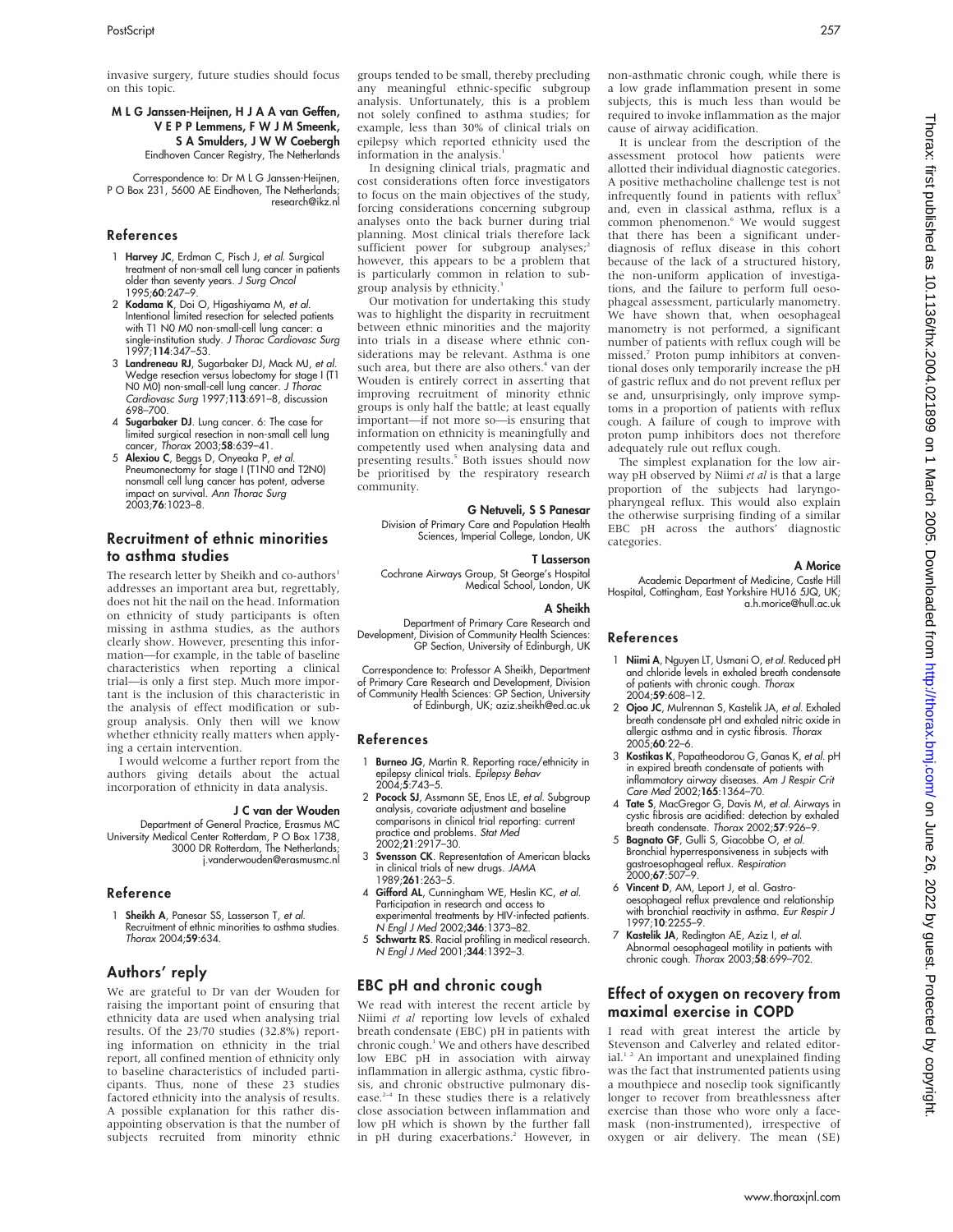invasive surgery, future studies should focus on this topic.

**M L G Janssen-Heijnen, H J A A van Geffen, V E P P Lemmens, F W J M Smeenk, S A Smulders, J W W Coebergh**
Eindhoven Cancer Registry, The Netherlands

Correspondence to: Dr M L G Janssen-Heijnen, P O Box 231, 5600 AE Eindhoven, The Netherlands; research@ikz.nl

### References

1. **Harvey JC**, Erdman C, Pisch J, *et al*. Surgical treatment of non-small cell lung cancer in patients older than seventy years. *J Surg Oncol* 1995;**60**:247–9.
2. **Kodama K**, Doi O, Higashiyama M, *et al*. Intentional limited resection for selected patients with T1 N0 M0 non-small-cell lung cancer: a single-institution study. *J Thorac Cardiovasc Surg* 1997;**114**:347–53.
3. **Landreneau RJ**, Sugarbaker DJ, Mack MJ, *et al*. Wedge resection versus lobectomy for stage I (T1 N0 M0) non-small-cell lung cancer. *J Thorac Cardiovasc Surg* 1997;**113**:691–8, discussion 698–700.
4. **Sugarbaker DJ**. Lung cancer. 6: The case for limited surgical resection in non-small cell lung cancer, *Thorax* 2003;**58**:639–41.
5. **Alexiou C**, Beggs D, Onyeaka P, *et al*. Pneumonectomy for stage I (T1N0 and T2N0) nonsmall cell lung cancer has potent, adverse impact on survival. *Ann Thorac Surg* 2003;**76**:1023–8.

## Recruitment of ethnic minorities to asthma studies

The research letter by Sheikh and co-authors[1] addresses an important area but, regrettably, does not hit the nail on the head. Information on ethnicity of study participants is often missing in asthma studies, as the authors clearly show. However, presenting this information—for example, in the table of baseline characteristics when reporting a clinical trial—is only a first step. Much more important is the inclusion of this characteristic in the analysis of effect modification or subgroup analysis. Only then will we know whether ethnicity really matters when applying a certain intervention.

I would welcome a further report from the authors giving details about the actual incorporation of ethnicity in data analysis.

**J C van der Wouden**
Department of General Practice, Erasmus MC University Medical Center Rotterdam, P O Box 1738, 3000 DR Rotterdam, The Netherlands; j.vanderwouden@erasmusmc.nl

### Reference

1. **Sheikh A**, Panesar SS, Lasserson T, *et al*. Recruitment of ethnic minorities to asthma studies. *Thorax* 2004;**59**:634.

## Authors' reply

We are grateful to Dr van der Wouden for raising the important point of ensuring that ethnicity data are used when analysing trial results. Of the 23/70 studies (32.8%) reporting information on ethnicity in the trial report, all confined mention of ethnicity only to baseline characteristics of included participants. Thus, none of these 23 studies factored ethnicity into the analysis of results. A possible explanation for this rather disappointing observation is that the number of subjects recruited from minority ethnic groups tended to be small, thereby precluding any meaningful ethnic-specific subgroup analysis. Unfortunately, this is a problem not solely confined to asthma studies; for example, less than 30% of clinical trials on epilepsy which reported ethnicity used the information in the analysis.[1]

In designing clinical trials, pragmatic and cost considerations often force investigators to focus on the main objectives of the study, forcing considerations concerning subgroup analyses onto the back burner during trial planning. Most clinical trials therefore lack sufficient power for subgroup analyses;[2] however, this appears to be a problem that is particularly common in relation to subgroup analysis by ethnicity.[3]

Our motivation for undertaking this study was to highlight the disparity in recruitment between ethnic minorities and the majority into trials in a disease where ethnic considerations may be relevant. Asthma is one such area, but there are also others.[4] van der Wouden is entirely correct in asserting that improving recruitment of minority ethnic groups is only half the battle; at least equally important—if not more so—is ensuring that information on ethnicity is meaningfully and competently used when analysing data and presenting results.[5] Both issues should now be prioritised by the respiratory research community.

**G Netuveli, S S Panesar**
Division of Primary Care and Population Health Sciences, Imperial College, London, UK

**T Lasserson**
Cochrane Airways Group, St George's Hospital Medical School, London, UK

**A Sheikh**
Department of Primary Care Research and Development, Division of Community Health Sciences: GP Section, University of Edinburgh, UK

Correspondence to: Professor A Sheikh, Department of Primary Care Research and Development, Division of Community Health Sciences: GP Section, University of Edinburgh, UK; aziz.sheikh@ed.ac.uk

### References

1. **Burneo JG**, Martin R. Reporting race/ethnicity in epilepsy clinical trials. *Epilepsy Behav* 2004;**5**:743–5.
2. **Pocock SJ**, Assmann SE, Enos LE, *et al*. Subgroup analysis, covariate adjustment and baseline comparisons in clinical trial reporting: current practice and problems. *Stat Med* 2002;**21**:2917–30.
3. **Svensson CK**. Representation of American blacks in clinical trials of new drugs. *JAMA* 1989;**261**:263–5.
4. **Gifford AL**, Cunningham WE, Heslin KC, *et al*. Participation in research and access to experimental treatments by HIV-infected patients. *N Engl J Med* 2002;**346**:1373–82.
5. **Schwartz RS**. Racial profiling in medical research. *N Engl J Med* 2001;**344**:1392–3.

## EBC pH and chronic cough

We read with interest the recent article by Niimi *et al* reporting low levels of exhaled breath condensate (EBC) pH in patients with chronic cough.[1] We and others have described low EBC pH in association with airway inflammation in allergic asthma, cystic fibrosis, and chronic obstructive pulmonary disease.[2–4] In these studies there is a relatively close association between inflammation and low pH which is shown by the further fall in pH during exacerbations.[2] However, in non-asthmatic chronic cough, while there is a low grade inflammation present in some subjects, this is much less than would be required to invoke inflammation as the major cause of airway acidification.

It is unclear from the description of the assessment protocol how patients were allotted their individual diagnostic categories. A positive methacholine challenge test is not infrequently found in patients with reflux[5] and, even in classical asthma, reflux is a common phenomenon.[6] We would suggest that there has been a significant underdiagnosis of reflux disease in this cohort because of the lack of a structured history, the non-uniform application of investigations, and the failure to perform full oesophageal assessment, particularly manometry. We have shown that, when oesophageal manometry is not performed, a significant number of patients with reflux cough will be missed.[7] Proton pump inhibitors at conventional doses only temporarily increase the pH of gastric reflux and do not prevent reflux per se and, unsurprisingly, only improve symptoms in a proportion of patients with reflux cough. A failure of cough to improve with proton pump inhibitors does not therefore adequately rule out reflux cough.

The simplest explanation for the low airway pH observed by Niimi *et al* is that a large proportion of the subjects had laryngopharyngeal reflux. This would also explain the otherwise surprising finding of a similar EBC pH across the authors' diagnostic categories.

**A Morice**
Academic Department of Medicine, Castle Hill Hospital, Cottingham, East Yorkshire HU16 5JQ, UK; a.h.morice@hull.ac.uk

### References

1. **Niimi A**, Nguyen LT, Usmani O, *et al*. Reduced pH and chloride levels in exhaled breath condensate of patients with chronic cough. *Thorax* 2004;**59**:608–12.
2. **Ojoo JC**, Mulrennan S, Kastelik JA, *et al*. Exhaled breath condensate pH and exhaled nitric oxide in allergic asthma and in cystic fibrosis. *Thorax* 2005;**60**:22–6.
3. **Kostikas K**, Papatheodorou G, Ganas K, *et al*. pH in expired breath condensate of patients with inflammatory airway diseases. *Am J Respir Crit Care Med* 2002;**165**:1364–70.
4. **Tate S**, MacGregor G, Davis M, *et al*. Airways in cystic fibrosis are acidified: detection by exhaled breath condensate. *Thorax* 2002;**57**:926–9.
5. **Bagnato GF**, Gulli S, Giacobbe O, *et al*. Bronchial hyperresponsiveness in subjects with gastroesophageal reflux. *Respiration* 2000;**67**:507–9.
6. **Vincent D**, AM, Leport J, et al. Gastro-oesophageal reflux prevalence and relationship with bronchial reactivity in asthma. *Eur Respir J* 1997;**10**:2255–9.
7. **Kastelik JA**, Redington AE, Aziz I, *et al*. Abnormal oesophageal motility in patients with chronic cough. *Thorax* 2003;**58**:699–702.

## Effect of oxygen on recovery from maximal exercise in COPD

I read with great interest the article by Stevenson and Calverley and related editorial.[1 2] An important and unexplained finding was the fact that instrumented patients using a mouthpiece and noseclip took significantly longer to recover from breathlessness after exercise than those who wore only a facemask (non-instrumented), irrespective of oxygen or air delivery. The mean (SE)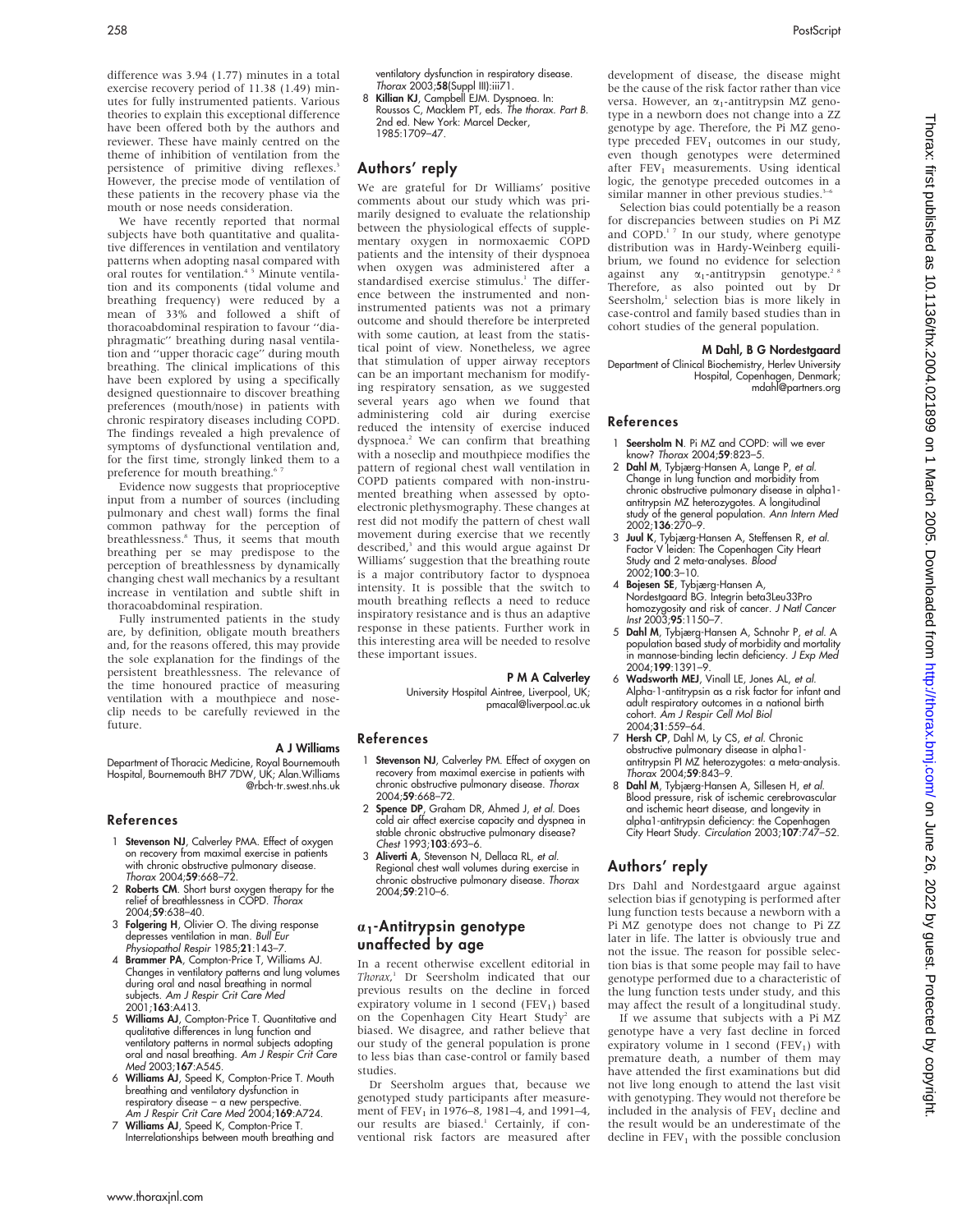difference was 3.94 (1.77) minutes in a total exercise recovery period of 11.38 (1.49) minutes for fully instrumented patients. Various theories to explain this exceptional difference have been offered both by the authors and reviewer. These have mainly centred on the theme of inhibition of ventilation from the persistence of primitive diving reflexes.[3] However, the precise mode of ventilation of these patients in the recovery phase via the mouth or nose needs consideration.

We have recently reported that normal subjects have both quantitative and qualitative differences in ventilation and ventilatory patterns when adopting nasal compared with oral routes for ventilation.[4 5] Minute ventilation and its components (tidal volume and breathing frequency) were reduced by a mean of 33% and followed a shift of thoracoabdominal respiration to favour ''diaphragmatic'' breathing during nasal ventilation and ''upper thoracic cage'' during mouth breathing. The clinical implications of this have been explored by using a specifically designed questionnaire to discover breathing preferences (mouth/nose) in patients with chronic respiratory diseases including COPD. The findings revealed a high prevalence of symptoms of dysfunctional ventilation and, for the first time, strongly linked them to a preference for mouth breathing.[6 7]

Evidence now suggests that proprioceptive input from a number of sources (including pulmonary and chest wall) forms the final common pathway for the perception of breathlessness.[8] Thus, it seems that mouth breathing per se may predispose to the perception of breathlessness by dynamically changing chest wall mechanics by a resultant increase in ventilation and subtle shift in thoracoabdominal respiration.

Fully instrumented patients in the study are, by definition, obligate mouth breathers and, for the reasons offered, this may provide the sole explanation for the findings of the persistent breathlessness. The relevance of the time honoured practice of measuring ventilation with a mouthpiece and noseclip needs to be carefully reviewed in the future.

**A J Williams**

Department of Thoracic Medicine, Royal Bournemouth Hospital, Bournemouth BH7 7DW, UK; Alan.Williams@rbch-tr.swest.nhs.uk

### References

1. **Stevenson NJ**, Calverley PMA. Effect of oxygen on recovery from maximal exercise in patients with chronic obstructive pulmonary disease. *Thorax* 2004;**59**:668–72.
2. **Roberts CM**. Short burst oxygen therapy for the relief of breathlessness in COPD. *Thorax* 2004;**59**:638–40.
3. **Folgering H**, Olivier O. The diving response depresses ventilation in man. *Bull Eur Physiopathol Respir* 1985;**21**:143–7.
4. **Brammer PA**, Compton-Price T, Williams AJ. Changes in ventilatory patterns and lung volumes during oral and nasal breathing in normal subjects. *Am J Respir Crit Care Med* 2001;**163**:A413.
5. **Williams AJ**, Compton-Price T. Quantitative and qualitative differences in lung function and ventilatory patterns in normal subjects adopting oral and nasal breathing. *Am J Respir Crit Care Med* 2003;**167**:A545.
6. **Williams AJ**, Speed K, Compton-Price T. Mouth breathing and ventilatory dysfunction in respiratory disease – a new perspective. *Am J Respir Crit Care Med* 2004;**169**:A724.
7. **Williams AJ**, Speed K, Compton-Price T. Interrelationships between mouth breathing and ventilatory dysfunction in respiratory disease. *Thorax* 2003;**58**(Suppl III):iii71.
8. **Killian KJ**, Campbell EJM. Dyspnoea. In: Roussos C, Macklem PT, eds. *The thorax. Part B.* 2nd ed. New York: Marcel Decker, 1985:1709–47.

## Authors' reply

We are grateful for Dr Williams' positive comments about our study which was primarily designed to evaluate the relationship between the physiological effects of supplementary oxygen in normoxaemic COPD patients and the intensity of their dyspnoea when oxygen was administered after a standardised exercise stimulus.[1] The difference between the instrumented and non-instrumented patients was not a primary outcome and should therefore be interpreted with some caution, at least from the statistical point of view. Nonetheless, we agree that stimulation of upper airway receptors can be an important mechanism for modifying respiratory sensation, as we suggested several years ago when we found that administering cold air during exercise reduced the intensity of exercise induced dyspnoea.[2] We can confirm that breathing with a noseclip and mouthpiece modifies the pattern of regional chest wall ventilation in COPD patients compared with non-instrumented breathing when assessed by optoelectronic plethysmography. These changes at rest did not modify the pattern of chest wall movement during exercise that we recently described,[3] and this would argue against Dr Williams' suggestion that the breathing route is a major contributory factor to dyspnoea intensity. It is possible that the switch to mouth breathing reflects a need to reduce inspiratory resistance and is thus an adaptive response in these patients. Further work in this interesting area will be needed to resolve these important issues.

**P M A Calverley**

University Hospital Aintree, Liverpool, UK; pmacal@liverpool.ac.uk

### References

1. **Stevenson NJ**, Calverley PM. Effect of oxygen on recovery from maximal exercise in patients with chronic obstructive pulmonary disease. *Thorax* 2004;**59**:668–72.
2. **Spence DP**, Graham DR, Ahmed J, *et al*. Does cold air affect exercise capacity and dyspnea in stable chronic obstructive pulmonary disease? *Chest* 1993;**103**:693–6.
3. **Aliverti A**, Stevenson N, Dellaca RL, *et al*. Regional chest wall volumes during exercise in chronic obstructive pulmonary disease. *Thorax* 2004;**59**:210–6.

## $\alpha_1$-Antitrypsin genotype unaffected by age

In a recent otherwise excellent editorial in *Thorax*,[1] Dr Seersholm indicated that our previous results on the decline in forced expiratory volume in 1 second ($FEV_1$) based on the Copenhagen City Heart Study[2] are biased. We disagree, and rather believe that our study of the general population is prone to less bias than case-control or family based studies.

Dr Seersholm argues that, because we genotyped study participants after measurement of $FEV_1$ in 1976–8, 1981–4, and 1991–4, our results are biased.[1] Certainly, if conventional risk factors are measured after development of disease, the disease might be the cause of the risk factor rather than vice versa. However, an $\alpha_1$-antitrypsin MZ genotype in a newborn does not change into a ZZ genotype by age. Therefore, the Pi MZ genotype preceded $FEV_1$ outcomes in our study, even though genotypes were determined after $FEV_1$ measurements. Using identical logic, the genotype preceded outcomes in a similar manner in other previous studies.[3–6]

Selection bias could potentially be a reason for discrepancies between studies on Pi MZ and COPD.[1 7] In our study, where genotype distribution was in Hardy-Weinberg equilibrium, we found no evidence for selection against any $\alpha_1$-antitrypsin genotype.[2 8] Therefore, as also pointed out by Dr Seersholm,[1] selection bias is more likely in case-control and family based studies than in cohort studies of the general population.

**M Dahl, B G Nordestgaard**

Department of Clinical Biochemistry, Herlev University Hospital, Copenhagen, Denmark; mdahl@partners.org

### References

1. **Seersholm N**. Pi MZ and COPD: will we ever know? *Thorax* 2004;**59**:823–5.
2. **Dahl M**, Tybjærg-Hansen A, Lange P, *et al*. Change in lung function and morbidity from chronic obstructive pulmonary disease in alpha1-antitrypsin MZ heterozygotes. A longitudinal study of the general population. *Ann Intern Med* 2002;**136**:270–9.
3. **Juul K**, Tybjærg-Hansen A, Steffensen R, *et al*. Factor V leiden: The Copenhagen City Heart Study and 2 meta-analyses. *Blood* 2002;**100**:3–10.
4. **Bojesen SE**, Tybjærg-Hansen A, Nordestgaard BG. Integrin beta3Leu33Pro homozygosity and risk of cancer. *J Natl Cancer Inst* 2003;**95**:1150–7.
5. **Dahl M**, Tybjærg-Hansen A, Schnohr P, *et al*. A population based study of morbidity and mortality in mannose-binding lectin deficiency. *J Exp Med* 2004;**199**:1391–9.
6. **Wadsworth MEJ**, Vinall LE, Jones AL, *et al*. Alpha-1-antitrypsin as a risk factor for infant and adult respiratory outcomes in a national birth cohort. *Am J Respir Cell Mol Biol* 2004;**31**:559–64.
7. **Hersh CP**, Dahl M, Ly CS, *et al*. Chronic obstructive pulmonary disease in alpha1-antitrypsin PI MZ heterozygotes: a meta-analysis. *Thorax* 2004;**59**:843–9.
8. **Dahl M**, Tybjærg-Hansen A, Sillesen H, *et al*. Blood pressure, risk of ischemic cerebrovascular and ischemic heart disease, and longevity in alpha1-antitrypsin deficiency: the Copenhagen City Heart Study. *Circulation* 2003;**107**:747–52.

## Authors' reply

Drs Dahl and Nordestgaard argue against selection bias if genotyping is performed after lung function tests because a newborn with a Pi MZ genotype does not change to Pi ZZ later in life. The latter is obviously true and not the issue. The reason for possible selection bias is that some people may fail to have genotype performed due to a characteristic of the lung function tests under study, and this may affect the result of a longitudinal study.

If we assume that subjects with a Pi MZ genotype have a very fast decline in forced expiratory volume in 1 second ($FEV_1$) with premature death, a number of them may have attended the first examinations but did not live long enough to attend the last visit with genotyping. They would not therefore be included in the analysis of $FEV_1$ decline and the result would be an underestimate of the decline in $FEV_1$ with the possible conclusion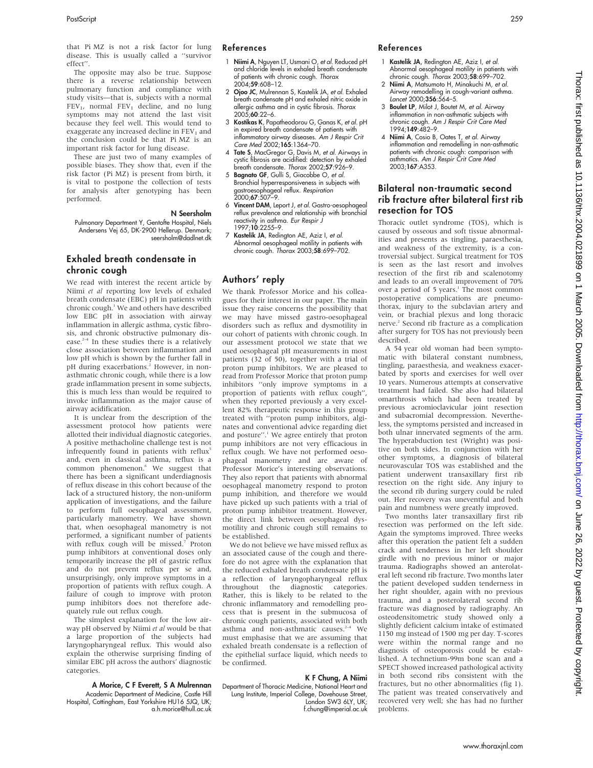that Pi MZ is not a risk factor for lung disease. This is usually called a ''survivor effect''.

The opposite may also be true. Suppose there is a reverse relationship between pulmonary function and compliance with study visits—that is, subjects with a normal $FEV_1$, normal $FEV_1$ decline, and no lung symptoms may not attend the last visit because they feel well. This would tend to exaggerate any increased decline in $FEV_1$ and the conclusion could be that Pi MZ is an important risk factor for lung disease.

These are just two of many examples of possible biases. They show that, even if the risk factor (Pi MZ) is present from birth, it is vital to postpone the collection of tests for analysis after genotyping has been performed.

**N Seersholm**

Pulmonary Department Y, Gentofte Hospital, Niels Andersens Vej 65, DK-2900 Hellerup. Denmark; seersholm@dadlnet.dk

## Exhaled breath condensate in chronic cough

We read with interest the recent article by Niimi *et al* reporting low levels of exhaled breath condensate (EBC) pH in patients with chronic cough.[1] We and others have described low EBC pH in association with airway inflammation in allergic asthma, cystic fibrosis, and chronic obstructive pulmonary disease.[2–4] In these studies there is a relatively close association between inflammation and low pH which is shown by the further fall in pH during exacerbations.[2] However, in non-asthmatic chronic cough, while there is a low grade inflammation present in some subjects, this is much less than would be required to invoke inflammation as the major cause of airway acidification.

It is unclear from the description of the assessment protocol how patients were allotted their individual diagnostic categories. A positive methacholine challenge test is not infrequently found in patients with reflux[5] and, even in classical asthma, reflux is a common phenomenon.[6] We suggest that there has been a significant underdiagnosis of reflux disease in this cohort because of the lack of a structured history, the non-uniform application of investigations, and the failure to perform full oesophageal assessment, particularly manometry. We have shown that, when oesophageal manometry is not performed, a significant number of patients with reflux cough will be missed.[7] Proton pump inhibitors at conventional doses only temporarily increase the pH of gastric reflux and do not prevent reflux per se and, unsurprisingly, only improve symptoms in a proportion of patients with reflux cough. A failure of cough to improve with proton pump inhibitors does not therefore adequately rule out reflux cough.

The simplest explanation for the low airway pH observed by Niimi *et al* would be that a large proportion of the subjects had laryngopharyngeal reflux. This would also explain the otherwise surprising finding of similar EBC pH across the authors' diagnostic categories.

**A Morice, C F Everett, S A Mulrennan**

Academic Department of Medicine, Castle Hill Hospital, Cottingham, East Yorkshire HU16 5JQ, UK; a.h.morice@hull.ac.uk

### References

1. **Niimi A**, Nguyen LT, Usmani O, *et al*. Reduced pH and chloride levels in exhaled breath condensate of patients with chronic cough. *Thorax* 2004;**59**:608–12.
2. **Ojoo JC**, Mulrennan S, Kastelik JA, *et al*. Exhaled breath condensate pH and exhaled nitric oxide in allergic asthma and in cystic fibrosis. *Thorax* 2005;**60**:22–6.
3. **Kostikas K**, Papatheodorou G, Ganas K, *et al*. pH in expired breath condensate of patients with inflammatory airway diseases. *Am J Respir Crit Care Med* 2002;**165**:1364–70.
4. **Tate S**, MacGregor G, Davis M, *et al*. Airways in cystic fibrosis are acidified: detection by exhaled breath condensate. *Thorax* 2002;**57**:926–9.
5. **Bagnato GF**, Gulli S, Giacobbe O, *et al*. Bronchial hyperresponsiveness in subjects with gastroesophageal reflux. *Respiration* 2000;**67**:507–9.
6. **Vincent DAM**, Leport J, *et al*. Gastro-oesophageal reflux prevalence and relationship with bronchial reactivity in asthma. *Eur Respir J* 1997;**10**:2255–9.
7. **Kastelik JA**, Redington AE, Aziz I, *et al*. Abnormal oesophageal motility in patients with chronic cough. *Thorax* 2003;**58**:699–702.

## Authors' reply

We thank Professor Morice and his colleagues for their interest in our paper. The main issue they raise concerns the possibility that we may have missed gastro-oesophageal disorders such as reflux and dysmotility in our cohort of patients with chronic cough. In our assessment protocol we state that we used oesophageal pH measurements in most patients (32 of 50), together with a trial of proton pump inhibitors. We are pleased to read from Professor Morice that proton pump inhibitors ''only improve symptoms in a proportion of patients with reflux cough'', when they reported previously a very excellent 82% therapeutic response in this group treated with ''proton pump inhibitors, alginates and conventional advice regarding diet and posture''.[1] We agree entirely that proton pump inhibitors are not very efficacious in reflux cough. We have not performed oesophageal manometry and are aware of Professor Morice's interesting observations. They also report that patients with abnormal oesophageal manometry respond to proton pump inhibition, and therefore we would have picked up such patients with a trial of proton pump inhibitor treatment. However, the direct link between oesophageal dysmotility and chronic cough still remains to be established.

We do not believe we have missed reflux as an associated cause of the cough and therefore do not agree with the explanation that the reduced exhaled breath condensate pH is a reflection of laryngopharyngeal reflux throughout the diagnostic categories. Rather, this is likely to be related to the chronic inflammatory and remodelling process that is present in the submucosa of chronic cough patients, associated with both asthma and non-asthmatic causes.[2–4] We must emphasise that we are assuming that exhaled breath condensate is a reflection of the epithelial surface liquid, which needs to be confirmed.

**K F Chung, A Niimi**

Department of Thoracic Medicine, National Heart and Lung Institute, Imperial College, Dovehouse Street, London SW3 6LY, UK; f.chung@imperial.ac.uk

### References

1. **Kastelik JA**, Redington AE, Aziz I, *et al*. Abnormal oesophageal motility in patients with chronic cough. *Thorax* 2003;**58**:699–702.
2. **Niimi A**, Matsumoto H, Minakuchi M, *et al*. Airway remodelling in cough-variant asthma. *Lancet* 2000;**356**:564–5.
3. **Boulet LP**, Milot J, Boutet M, *et al*. Airway inflammation in non-asthmatic subjects with chronic cough. *Am J Respir Crit Care Med* 1994;**149**:482–9.
4. **Niimi A**, Cosio B, Oates T, *et al*. Airway inflammation and remodelling in non-asthmatic patients with chronic cough: comparison with asthmatics. *Am J Respir Crit Care Med* 2003;**167**:A353.

## Bilateral non-traumatic second rib fracture after bilateral first rib resection for TOS

Thoracic outlet syndrome (TOS), which is caused by osseous and soft tissue abnormalities and presents as tingling, paraesthesia, and weakness of the extremity, is a controversial subject. Surgical treatment for TOS is seen as the last resort and involves resection of the first rib and scalenotomy and leads to an overall improvement of 70% over a period of 5 years.[1] The most common postoperative complications are pneumothorax, injury to the subclavian artery and vein, or brachial plexus and long thoracic nerve.[2] Second rib fracture as a complication after surgery for TOS has not previously been described.

A 54 year old woman had been symptomatic with bilateral constant numbness, tingling, paraesthesia, and weakness exacerbated by sports and exercises for well over 10 years. Numerous attempts at conservative treatment had failed. She also had bilateral omarthrosis which had been treated by previous acromioclavicular joint resection and subacromial decompression. Nevertheless, the symptoms persisted and increased in both ulnar innervated segments of the arm. The hyperabduction test (Wright) was positive on both sides. In conjunction with her other symptoms, a diagnosis of bilateral neurovascular TOS was established and the patient underwent transaxillary first rib resection on the right side. Any injury to the second rib during surgery could be ruled out. Her recovery was uneventful and both pain and numbness were greatly improved.

Two months later transaxillary first rib resection was performed on the left side. Again the symptoms improved. Three weeks after this operation the patient felt a sudden crack and tenderness in her left shoulder girdle with no previous minor or major trauma. Radiographs showed an anterolateral left second rib fracture. Two months later the patient developed sudden tenderness in her right shoulder, again with no previous trauma, and a posterolateral second rib fracture was diagnosed by radiography. An osteodensitometric study showed only a slightly deficient calcium intake of estimated 1150 mg instead of 1500 mg per day. T-scores were within the normal range and no diagnosis of osteoporosis could be established. A technetium-99m bone scan and a SPECT showed increased pathological activity in both second ribs consistent with the fractures, but no other abnormalities (fig 1). The patient was treated conservatively and recovered very well; she has had no further problems.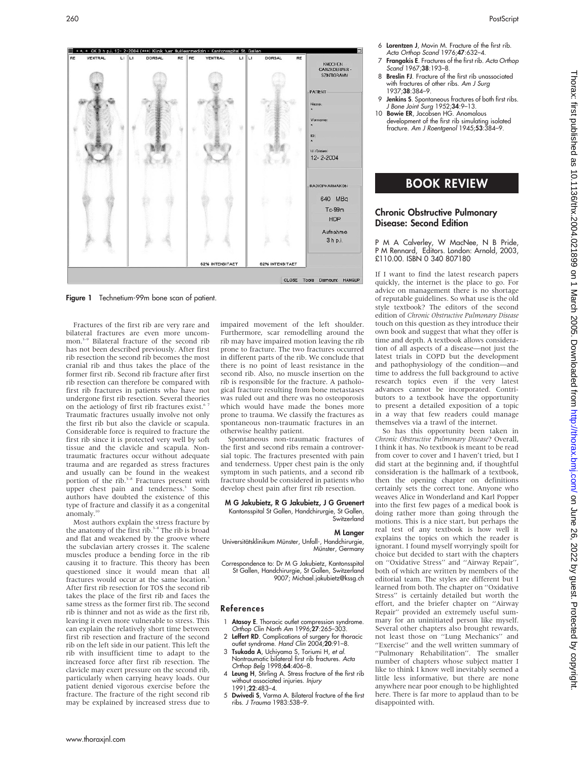Figure 1 Technetium-99m bone scan of patient.

Fractures of the first rib are very rare and bilateral fractures are even more uncommon.[3–9] Bilateral fracture of the second rib has not been described previously. After first rib resection the second rib becomes the most cranial rib and thus takes the place of the former first rib. Second rib fracture after first rib resection can therefore be compared with first rib fractures in patients who have not undergone first rib resection. Several theories on the aetiology of first rib fractures exist.[6 7] Traumatic fractures usually involve not only the first rib but also the clavicle or scapula. Considerable force is required to fracture the first rib since it is protected very well by soft tissue and the clavicle and scapula. Non-traumatic fractures occur without adequate trauma and are regarded as stress fractures and usually can be found in the weakest portion of the rib.[3–8] Fractures present with upper chest pain and tenderness.[3] Some authors have doubted the existence of this type of fracture and classify it as a congenital anomaly.[10]

Most authors explain the stress fracture by the anatomy of the first rib.[3–8] The rib is broad and flat and weakened by the groove where the subclavian artery crosses it. The scalene muscles produce a bending force in the rib causing it to fracture. This theory has been questioned since it would mean that all fractures would occur at the same location.[3] After first rib resection for TOS the second rib takes the place of the first rib and faces the same stress as the former first rib. The second rib is thinner and not as wide as the first rib, leaving it even more vulnerable to stress. This can explain the relatively short time between first rib resection and fracture of the second rib on the left side in our patient. This left the rib with insufficient time to adapt to the increased force after first rib resection. The clavicle may exert pressure on the second rib, particularly when carrying heavy loads. Our patient denied vigorous exercise before the fracture. The fracture of the right second rib may be explained by increased stress due to impaired movement of the left shoulder. Furthermore, scar remodelling around the rib may have impaired motion leaving the rib prone to fracture. The two fractures occurred in different parts of the rib. We conclude that there is no point of least resistance in the second rib. Also, no muscle insertion on the rib is responsible for the fracture. A pathological fracture resulting from bone metastases was ruled out and there was no osteoporosis which would have made the bones more prone to trauma. We classify the fractures as spontaneous non-traumatic fractures in an otherwise healthy patient.

Spontaneous non-traumatic fractures of the first and second ribs remain a controversial topic. The fractures presented with pain and tenderness. Upper chest pain is the only symptom in such patients, and a second rib fracture should be considered in patients who develop chest pain after first rib resection.

**M G Jakubietz, R G Jakubietz, J G Gruenert**
Kantonsspital St Gallen, Handchirurgie, St Gallen, Switzerland

**M Langer**
Universitätsklinikum Münster, Unfall-, Handchirurgie, Münster, Germany

Correspondence to: Dr M G Jakubietz, Kantonsspital St Gallen, Handchirurgie, St Gallen, Switzerland 9007; Michael.jakubietz@kssg.ch

## References

1. **Atasoy E**. Thoracic outlet compression syndrome. *Orthop Clin North Am* 1996;**27**:265–303.
2. **Leffert RD**. Complications of surgery for thoracic outlet syndrome. *Hand Clin* 2004;**20**:91–8.
3. **Tsukada A**, Uchiyama S, Toriumi H, *et al*. Nontraumatic bilateral first rib fractures. *Acta Orthop Belg* 1998;**64**:406–8.
4. **Leung H**, Stirling A. Stress fracture of the first rib without associated injuries. *Injury* 1991;**22**:483–4.
5. **Dwivedi S**, Varma A. Bilateral fracture of the first ribs. *J Trauma* 1983:538–9.
6. **Lorentzen J**, Movin M. Fracture of the first rib. *Acta Orthop Scand* 1976;**47**:632–4.
7. **Frangakis E**. Fractures of the first rib. *Acta Orthop Scand* 1967;**38**:193–8.
8. **Breslin FJ**. Fracture of the first rib unassociated with fractures of other ribs. *Am J Surg* 1937;**38**:384–9.
9. **Jenkins S**. Spontaneous fractures of both first ribs. *J Bone Joint Surg* 1952;**34**:9–13.
10. **Bowie ER**, Jacobsen HG. Anomalous development of the first rib simulating isolated fracture. *Am J Roentgenol* 1945;**53**:384–9.

# BOOK REVIEW

## Chronic Obstructive Pulmonary Disease: Second Edition

P M A Calverley, W MacNee, N B Pride, P M Rennard, Editors. London: Arnold, 2003, £110.00. ISBN 0 340 807180

If I want to find the latest research papers quickly, the internet is the place to go. For advice on management there is no shortage of reputable guidelines. So what use is the old style textbook? The editors of the second edition of *Chronic Obstructive Pulmonary Disease* touch on this question as they introduce their own book and suggest that what they offer is time and depth. A textbook allows consideration of all aspects of a disease—not just the latest trials in COPD but the development and pathophysiology of the condition—and time to address the full background to active research topics even if the very latest advances cannot be incorporated. Contributors to a textbook have the opportunity to present a detailed exposition of a topic in a way that few readers could manage themselves via a trawl of the internet.

So has this opportunity been taken in *Chronic Obstructive Pulmonary Disease*? Overall, I think it has. No textbook is meant to be read from cover to cover and I haven't tried, but I did start at the beginning and, if thoughtful consideration is the hallmark of a textbook, then the opening chapter on definitions certainly sets the correct tone. Anyone who weaves Alice in Wonderland and Karl Popper into the first few pages of a medical book is doing rather more than going through the motions. This is a nice start, but perhaps the real test of any textbook is how well it explains the topics on which the reader is ignorant. I found myself worryingly spoilt for choice but decided to start with the chapters on ''Oxidative Stress'' and ''Airway Repair'', both of which are written by members of the editorial team. The styles are different but I learned from both. The chapter on ''Oxidative Stress'' is certainly detailed but worth the effort, and the briefer chapter on ''Airway Repair'' provided an extremely useful summary for an uninitiated person like myself. Several other chapters also brought rewards, not least those on ''Lung Mechanics'' and ''Exercise'' and the well written summary of ''Pulmonary Rehabilitation''. The smaller number of chapters whose subject matter I like to think I know well inevitably seemed a little less informative, but there are none anywhere near poor enough to be highlighted here. There is far more to applaud than to be disappointed with.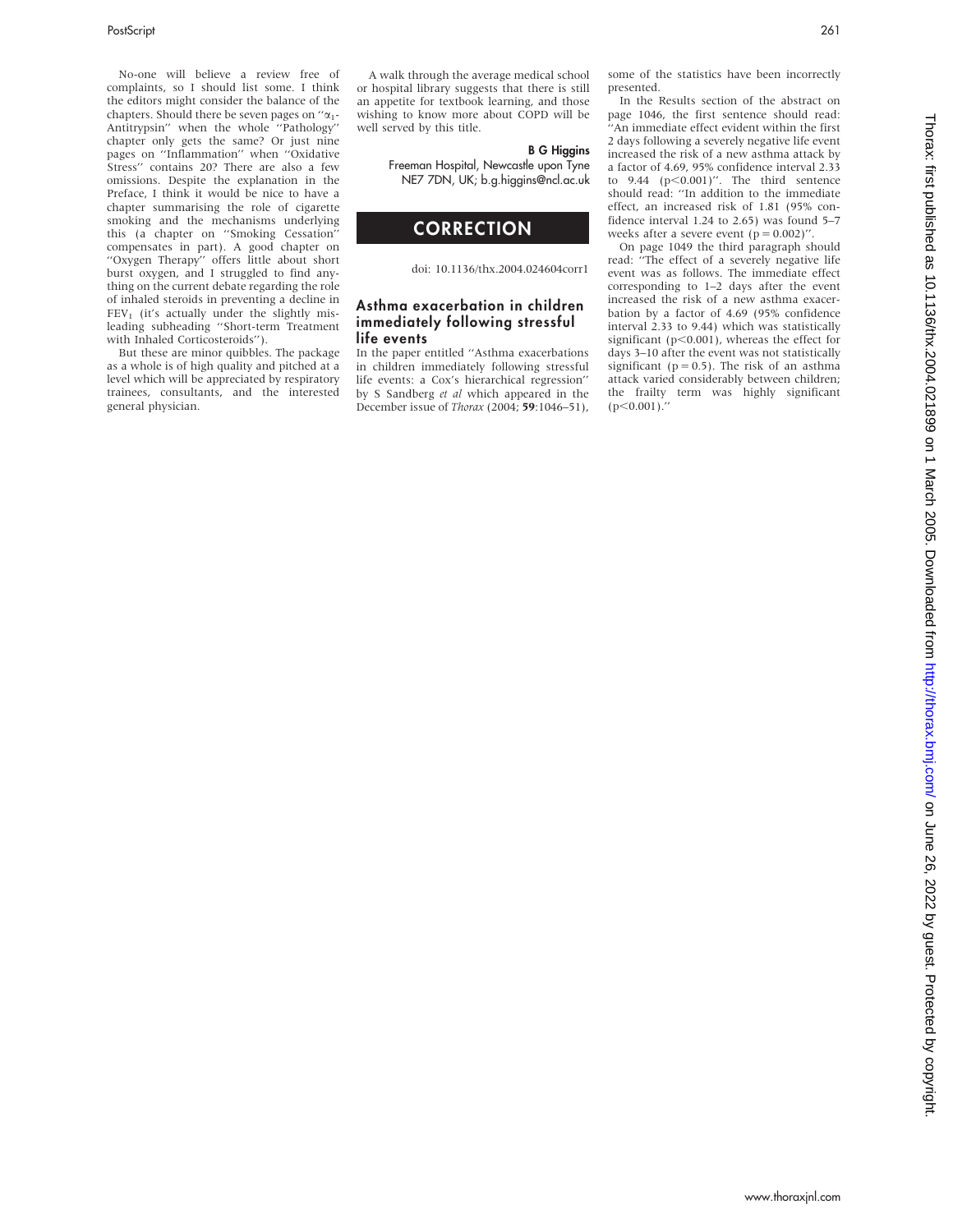No-one will believe a review free of complaints, so I should list some. I think the editors might consider the balance of the chapters. Should there be seven pages on "$\alpha_1$-Antitrypsin" when the whole "Pathology" chapter only gets the same? Or just nine pages on "Inflammation" when "Oxidative Stress" contains 20? There are also a few omissions. Despite the explanation in the Preface, I think it would be nice to have a chapter summarising the role of cigarette smoking and the mechanisms underlying this (a chapter on "Smoking Cessation" compensates in part). A good chapter on "Oxygen Therapy" offers little about short burst oxygen, and I struggled to find anything on the current debate regarding the role of inhaled steroids in preventing a decline in $FEV_1$ (it's actually under the slightly misleading subheading "Short-term Treatment with Inhaled Corticosteroids").

But these are minor quibbles. The package as a whole is of high quality and pitched at a level which will be appreciated by respiratory trainees, consultants, and the interested general physician.

A walk through the average medical school or hospital library suggests that there is still an appetite for textbook learning, and those wishing to know more about COPD will be well served by this title.

**B G Higgins**
Freeman Hospital, Newcastle upon Tyne NE7 7DN, UK; b.g.higgins@ncl.ac.uk

# CORRECTION

doi: 10.1136/thx.2004.024604corr1

## Asthma exacerbation in children immediately following stressful life events

In the paper entitled "Asthma exacerbations in children immediately following stressful life events: a Cox's hierarchical regression" by S Sandberg *et al* which appeared in the December issue of *Thorax* (2004; **59**:1046–51), some of the statistics have been incorrectly presented.

In the Results section of the abstract on page 1046, the first sentence should read: "An immediate effect evident within the first 2 days following a severely negative life event increased the risk of a new asthma attack by a factor of 4.69, 95% confidence interval 2.33 to 9.44 ($p<0.001$)". The third sentence should read: "In addition to the immediate effect, an increased risk of 1.81 (95% confidence interval 1.24 to 2.65) was found 5–7 weeks after a severe event ($p = 0.002$)".

On page 1049 the third paragraph should read: "The effect of a severely negative life event was as follows. The immediate effect corresponding to 1–2 days after the event increased the risk of a new asthma exacerbation by a factor of 4.69 (95% confidence interval 2.33 to 9.44) which was statistically significant ($p<0.001$), whereas the effect for days 3–10 after the event was not statistically significant ($p = 0.5$). The risk of an asthma attack varied considerably between children; the frailty term was highly significant ($p<0.001$)."